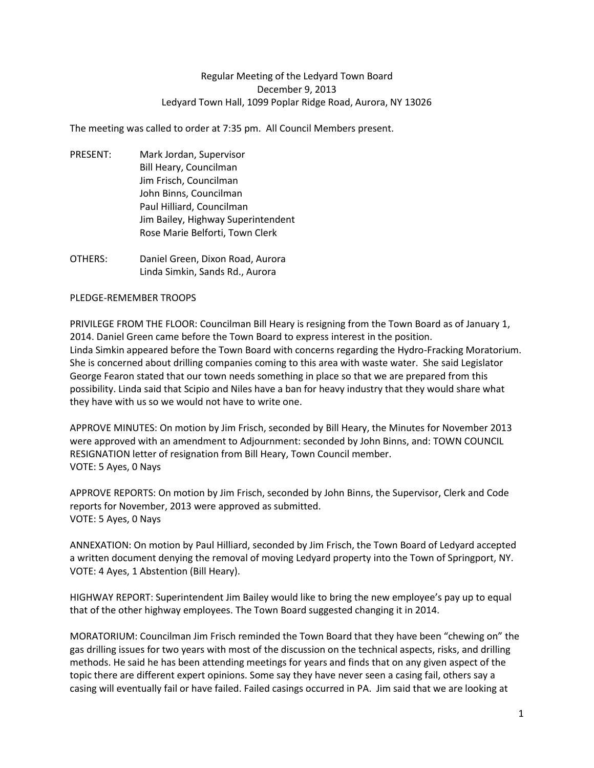Regular Meeting of the Ledyard Town Board
December 9, 2013
Ledyard Town Hall, 1099 Poplar Ridge Road, Aurora, NY 13026

The meeting was called to order at 7:35 pm. All Council Members present.

PRESENT: Mark Jordan, Supervisor
Bill Heary, Councilman
Jim Frisch, Councilman
John Binns, Councilman
Paul Hilliard, Councilman
Jim Bailey, Highway Superintendent
Rose Marie Belforti, Town Clerk

OTHERS: Daniel Green, Dixon Road, Aurora
Linda Simkin, Sands Rd., Aurora

PLEDGE-REMEMBER TROOPS

PRIVILEGE FROM THE FLOOR: Councilman Bill Heary is resigning from the Town Board as of January 1, 2014. Daniel Green came before the Town Board to express interest in the position.
Linda Simkin appeared before the Town Board with concerns regarding the Hydro-Fracking Moratorium. She is concerned about drilling companies coming to this area with waste water. She said Legislator George Fearon stated that our town needs something in place so that we are prepared from this possibility. Linda said that Scipio and Niles have a ban for heavy industry that they would share what they have with us so we would not have to write one.

APPROVE MINUTES: On motion by Jim Frisch, seconded by Bill Heary, the Minutes for November 2013 were approved with an amendment to Adjournment: seconded by John Binns, and: TOWN COUNCIL RESIGNATION letter of resignation from Bill Heary, Town Council member.
VOTE: 5 Ayes, 0 Nays

APPROVE REPORTS: On motion by Jim Frisch, seconded by John Binns, the Supervisor, Clerk and Code reports for November, 2013 were approved as submitted.
VOTE: 5 Ayes, 0 Nays

ANNEXATION: On motion by Paul Hilliard, seconded by Jim Frisch, the Town Board of Ledyard accepted a written document denying the removal of moving Ledyard property into the Town of Springport, NY.
VOTE: 4 Ayes, 1 Abstention (Bill Heary).

HIGHWAY REPORT: Superintendent Jim Bailey would like to bring the new employee's pay up to equal that of the other highway employees. The Town Board suggested changing it in 2014.

MORATORIUM: Councilman Jim Frisch reminded the Town Board that they have been "chewing on" the gas drilling issues for two years with most of the discussion on the technical aspects, risks, and drilling methods. He said he has been attending meetings for years and finds that on any given aspect of the topic there are different expert opinions. Some say they have never seen a casing fail, others say a casing will eventually fail or have failed. Failed casings occurred in PA. Jim said that we are looking at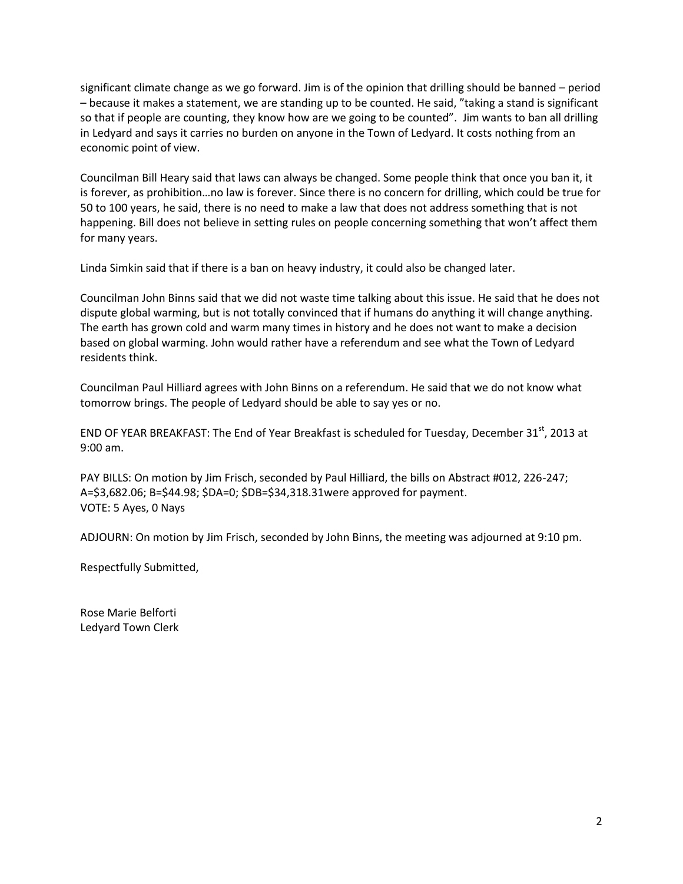significant climate change as we go forward. Jim is of the opinion that drilling should be banned – period – because it makes a statement, we are standing up to be counted. He said, "taking a stand is significant so that if people are counting, they know how are we going to be counted". Jim wants to ban all drilling in Ledyard and says it carries no burden on anyone in the Town of Ledyard. It costs nothing from an economic point of view.

Councilman Bill Heary said that laws can always be changed. Some people think that once you ban it, it is forever, as prohibition…no law is forever. Since there is no concern for drilling, which could be true for 50 to 100 years, he said, there is no need to make a law that does not address something that is not happening. Bill does not believe in setting rules on people concerning something that won't affect them for many years.

Linda Simkin said that if there is a ban on heavy industry, it could also be changed later.

Councilman John Binns said that we did not waste time talking about this issue. He said that he does not dispute global warming, but is not totally convinced that if humans do anything it will change anything. The earth has grown cold and warm many times in history and he does not want to make a decision based on global warming. John would rather have a referendum and see what the Town of Ledyard residents think.

Councilman Paul Hilliard agrees with John Binns on a referendum. He said that we do not know what tomorrow brings. The people of Ledyard should be able to say yes or no.

END OF YEAR BREAKFAST: The End of Year Breakfast is scheduled for Tuesday, December 31st, 2013 at 9:00 am.

PAY BILLS: On motion by Jim Frisch, seconded by Paul Hilliard, the bills on Abstract #012, 226-247; A=$3,682.06; B=$44.98; $DA=0; $DB=$34,318.31were approved for payment.
VOTE: 5 Ayes, 0 Nays

ADJOURN: On motion by Jim Frisch, seconded by John Binns, the meeting was adjourned at 9:10 pm.

Respectfully Submitted,

Rose Marie Belforti
Ledyard Town Clerk